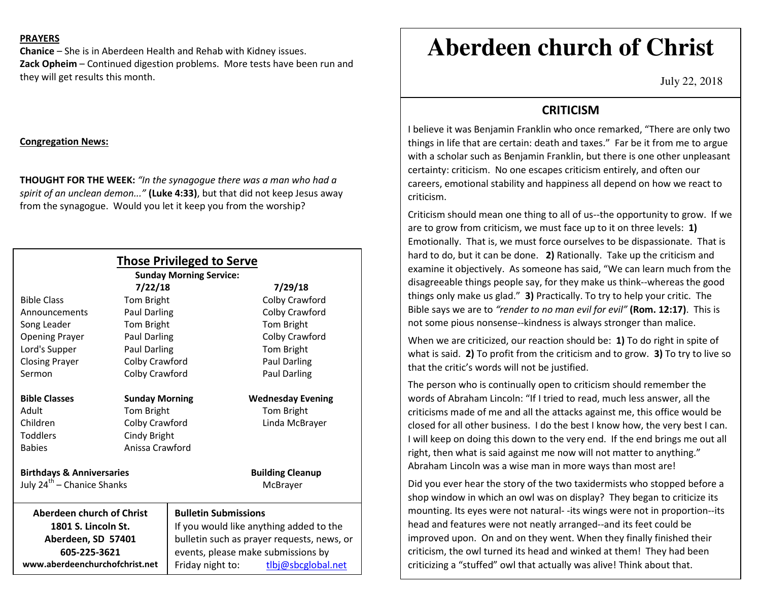**PRAYERS**

**Chanice** – She is in Aberdeen Health and Rehab with Kidney issues.
**Zack Opheim** – Continued digestion problems. More tests have been run and they will get results this month.

**Congregation News:**

**THOUGHT FOR THE WEEK:** *"In the synagogue there was a man who had a spirit of an unclean demon..."* **(Luke 4:33)**, but that did not keep Jesus away from the synagogue. Would you let it keep you from the worship?

## Those Privileged to Serve

**Sunday Morning Service:**

| | 7/22/18 | 7/29/18 |
|---|---|---|
| Bible Class | Tom Bright | Colby Crawford |
| Announcements | Paul Darling | Colby Crawford |
| Song Leader | Tom Bright | Tom Bright |
| Opening Prayer | Paul Darling | Colby Crawford |
| Lord's Supper | Paul Darling | Tom Bright |
| Closing Prayer | Colby Crawford | Paul Darling |
| Sermon | Colby Crawford | Paul Darling |

| **Bible Classes** | **Sunday Morning** | **Wednesday Evening** |
|---|---|---|
| Adult | Tom Bright | Tom Bright |
| Children | Colby Crawford | Linda McBrayer |
| Toddlers | Cindy Bright | |
| Babies | Anissa Crawford | |

**Birthdays & Anniversaries**
July 24th – Chanice Shanks

**Building Cleanup**
McBrayer

**Aberdeen church of Christ**
**1801 S. Lincoln St.**
**Aberdeen, SD 57401**
**605-225-3621**
**www.aberdeenchurchofchrist.net**

**Bulletin Submissions**
If you would like anything added to the bulletin such as prayer requests, news, or events, please make submissions by Friday night to: tlbj@sbcglobal.net

# Aberdeen church of Christ

July 22, 2018

## CRITICISM

I believe it was Benjamin Franklin who once remarked, "There are only two things in life that are certain: death and taxes." Far be it from me to argue with a scholar such as Benjamin Franklin, but there is one other unpleasant certainty: criticism. No one escapes criticism entirely, and often our careers, emotional stability and happiness all depend on how we react to criticism.

Criticism should mean one thing to all of us--the opportunity to grow. If we are to grow from criticism, we must face up to it on three levels: **1)** Emotionally. That is, we must force ourselves to be dispassionate. That is hard to do, but it can be done. **2)** Rationally. Take up the criticism and examine it objectively. As someone has said, "We can learn much from the disagreeable things people say, for they make us think--whereas the good things only make us glad." **3)** Practically. To try to help your critic. The Bible says we are to *"render to no man evil for evil"* **(Rom. 12:17)**. This is not some pious nonsense--kindness is always stronger than malice.

When we are criticized, our reaction should be: **1)** To do right in spite of what is said. **2)** To profit from the criticism and to grow. **3)** To try to live so that the critic's words will not be justified.

The person who is continually open to criticism should remember the words of Abraham Lincoln: "If I tried to read, much less answer, all the criticisms made of me and all the attacks against me, this office would be closed for all other business. I do the best I know how, the very best I can. I will keep on doing this down to the very end. If the end brings me out all right, then what is said against me now will not matter to anything." Abraham Lincoln was a wise man in more ways than most are!

Did you ever hear the story of the two taxidermists who stopped before a shop window in which an owl was on display? They began to criticize its mounting. Its eyes were not natural- -its wings were not in proportion--its head and features were not neatly arranged--and its feet could be improved upon. On and on they went. When they finally finished their criticism, the owl turned its head and winked at them! They had been criticizing a "stuffed" owl that actually was alive! Think about that.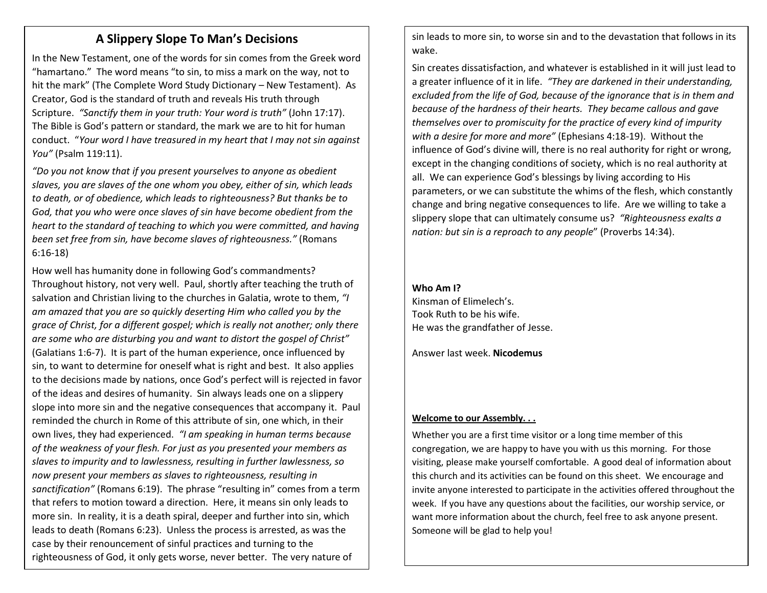# A Slippery Slope To Man's Decisions

In the New Testament, one of the words for sin comes from the Greek word "hamartano." The word means "to sin, to miss a mark on the way, not to hit the mark" (The Complete Word Study Dictionary – New Testament). As Creator, God is the standard of truth and reveals His truth through Scripture. *"Sanctify them in your truth: Your word is truth"* (John 17:17). The Bible is God's pattern or standard, the mark we are to hit for human conduct. "*Your word I have treasured in my heart that I may not sin against You"* (Psalm 119:11).

*"Do you not know that if you present yourselves to anyone as obedient slaves, you are slaves of the one whom you obey, either of sin, which leads to death, or of obedience, which leads to righteousness? But thanks be to God, that you who were once slaves of sin have become obedient from the heart to the standard of teaching to which you were committed, and having been set free from sin, have become slaves of righteousness."* (Romans 6:16-18)

How well has humanity done in following God's commandments? Throughout history, not very well. Paul, shortly after teaching the truth of salvation and Christian living to the churches in Galatia, wrote to them, *"I am amazed that you are so quickly deserting Him who called you by the grace of Christ, for a different gospel; which is really not another; only there are some who are disturbing you and want to distort the gospel of Christ"* (Galatians 1:6-7). It is part of the human experience, once influenced by sin, to want to determine for oneself what is right and best. It also applies to the decisions made by nations, once God's perfect will is rejected in favor of the ideas and desires of humanity. Sin always leads one on a slippery slope into more sin and the negative consequences that accompany it. Paul reminded the church in Rome of this attribute of sin, one which, in their own lives, they had experienced. *"I am speaking in human terms because of the weakness of your flesh. For just as you presented your members as slaves to impurity and to lawlessness, resulting in further lawlessness, so now present your members as slaves to righteousness, resulting in sanctification"* (Romans 6:19). The phrase "resulting in" comes from a term that refers to motion toward a direction. Here, it means sin only leads to more sin. In reality, it is a death spiral, deeper and further into sin, which leads to death (Romans 6:23). Unless the process is arrested, as was the case by their renouncement of sinful practices and turning to the righteousness of God, it only gets worse, never better. The very nature of sin leads to more sin, to worse sin and to the devastation that follows in its wake.

Sin creates dissatisfaction, and whatever is established in it will just lead to a greater influence of it in life. *"They are darkened in their understanding, excluded from the life of God, because of the ignorance that is in them and because of the hardness of their hearts. They became callous and gave themselves over to promiscuity for the practice of every kind of impurity with a desire for more and more"* (Ephesians 4:18-19). Without the influence of God's divine will, there is no real authority for right or wrong, except in the changing conditions of society, which is no real authority at all. We can experience God's blessings by living according to His parameters, or we can substitute the whims of the flesh, which constantly change and bring negative consequences to life. Are we willing to take a slippery slope that can ultimately consume us? *"Righteousness exalts a nation: but sin is a reproach to any people"* (Proverbs 14:34).

**Who Am I?**
Kinsman of Elimelech's.
Took Ruth to be his wife.
He was the grandfather of Jesse.

Answer last week. **Nicodemus**

**Welcome to our Assembly. . .**

Whether you are a first time visitor or a long time member of this congregation, we are happy to have you with us this morning. For those visiting, please make yourself comfortable. A good deal of information about this church and its activities can be found on this sheet. We encourage and invite anyone interested to participate in the activities offered throughout the week. If you have any questions about the facilities, our worship service, or want more information about the church, feel free to ask anyone present. Someone will be glad to help you!